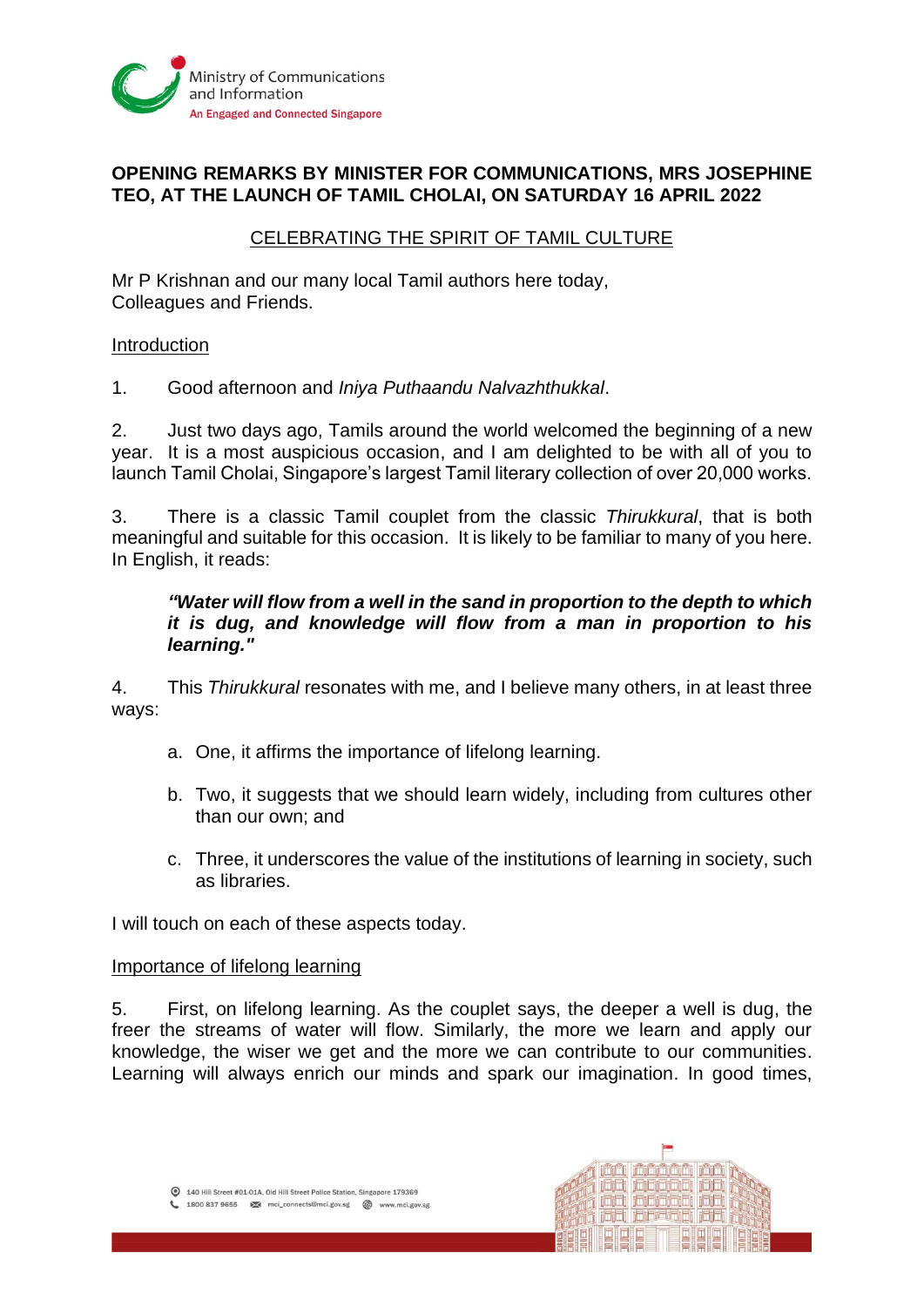**OPENING REMARKS BY MINISTER FOR COMMUNICATIONS, MRS JOSEPHINE TEO, AT THE LAUNCH OF TAMIL CHOLAI, ON SATURDAY 16 APRIL 2022**

# CELEBRATING THE SPIRIT OF TAMIL CULTURE

Mr P Krishnan and our many local Tamil authors here today,
Colleagues and Friends.

## Introduction

1. Good afternoon and *Iniya Puthaandu Nalvazhthukkal*.

2. Just two days ago, Tamils around the world welcomed the beginning of a new year. It is a most auspicious occasion, and I am delighted to be with all of you to launch Tamil Cholai, Singapore's largest Tamil literary collection of over 20,000 works.

3. There is a classic Tamil couplet from the classic *Thirukkural*, that is both meaningful and suitable for this occasion. It is likely to be familiar to many of you here. In English, it reads:

> ***"Water will flow from a well in the sand in proportion to the depth to which it is dug, and knowledge will flow from a man in proportion to his learning."***

4. This *Thirukkural* resonates with me, and I believe many others, in at least three ways:

   a. One, it affirms the importance of lifelong learning.

   b. Two, it suggests that we should learn widely, including from cultures other than our own; and

   c. Three, it underscores the value of the institutions of learning in society, such as libraries.

I will touch on each of these aspects today.

## Importance of lifelong learning

5. First, on lifelong learning. As the couplet says, the deeper a well is dug, the freer the streams of water will flow. Similarly, the more we learn and apply our knowledge, the wiser we get and the more we can contribute to our communities. Learning will always enrich our minds and spark our imagination. In good times,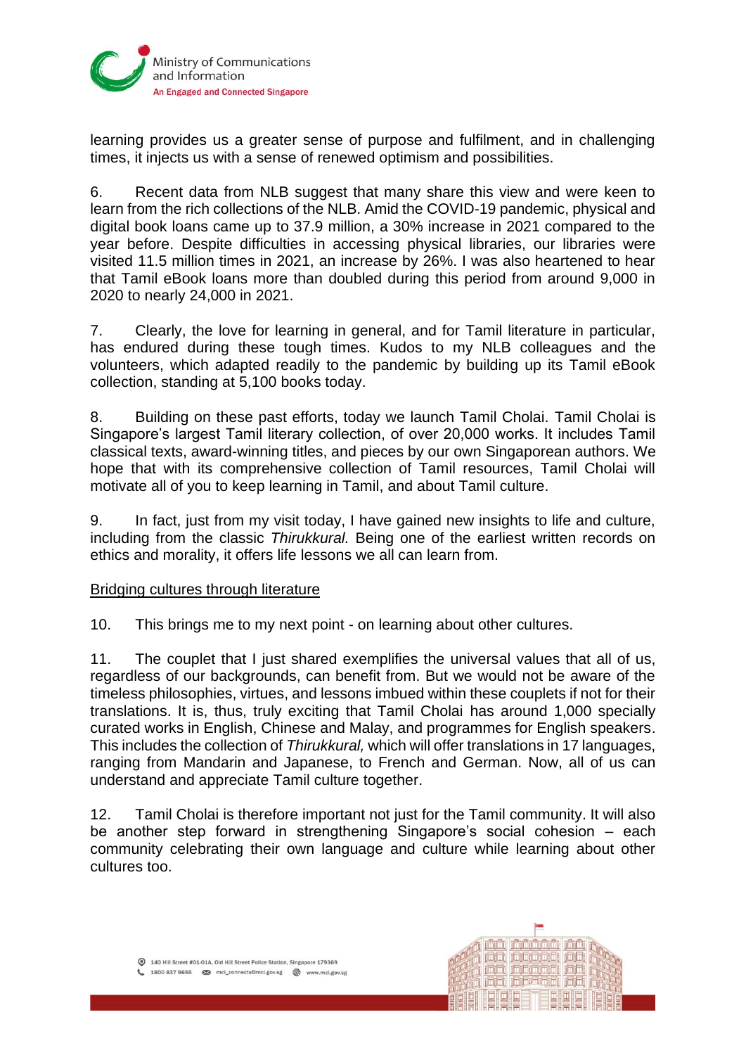learning provides us a greater sense of purpose and fulfilment, and in challenging times, it injects us with a sense of renewed optimism and possibilities.

6. Recent data from NLB suggest that many share this view and were keen to learn from the rich collections of the NLB. Amid the COVID-19 pandemic, physical and digital book loans came up to 37.9 million, a 30% increase in 2021 compared to the year before. Despite difficulties in accessing physical libraries, our libraries were visited 11.5 million times in 2021, an increase by 26%. I was also heartened to hear that Tamil eBook loans more than doubled during this period from around 9,000 in 2020 to nearly 24,000 in 2021.

7. Clearly, the love for learning in general, and for Tamil literature in particular, has endured during these tough times. Kudos to my NLB colleagues and the volunteers, which adapted readily to the pandemic by building up its Tamil eBook collection, standing at 5,100 books today.

8. Building on these past efforts, today we launch Tamil Cholai. Tamil Cholai is Singapore's largest Tamil literary collection, of over 20,000 works. It includes Tamil classical texts, award-winning titles, and pieces by our own Singaporean authors. We hope that with its comprehensive collection of Tamil resources, Tamil Cholai will motivate all of you to keep learning in Tamil, and about Tamil culture.

9. In fact, just from my visit today, I have gained new insights to life and culture, including from the classic *Thirukkural.* Being one of the earliest written records on ethics and morality, it offers life lessons we all can learn from.

<u>Bridging cultures through literature</u>

10. This brings me to my next point - on learning about other cultures.

11. The couplet that I just shared exemplifies the universal values that all of us, regardless of our backgrounds, can benefit from. But we would not be aware of the timeless philosophies, virtues, and lessons imbued within these couplets if not for their translations. It is, thus, truly exciting that Tamil Cholai has around 1,000 specially curated works in English, Chinese and Malay, and programmes for English speakers. This includes the collection of *Thirukkural,* which will offer translations in 17 languages, ranging from Mandarin and Japanese, to French and German. Now, all of us can understand and appreciate Tamil culture together.

12. Tamil Cholai is therefore important not just for the Tamil community. It will also be another step forward in strengthening Singapore's social cohesion – each community celebrating their own language and culture while learning about other cultures too.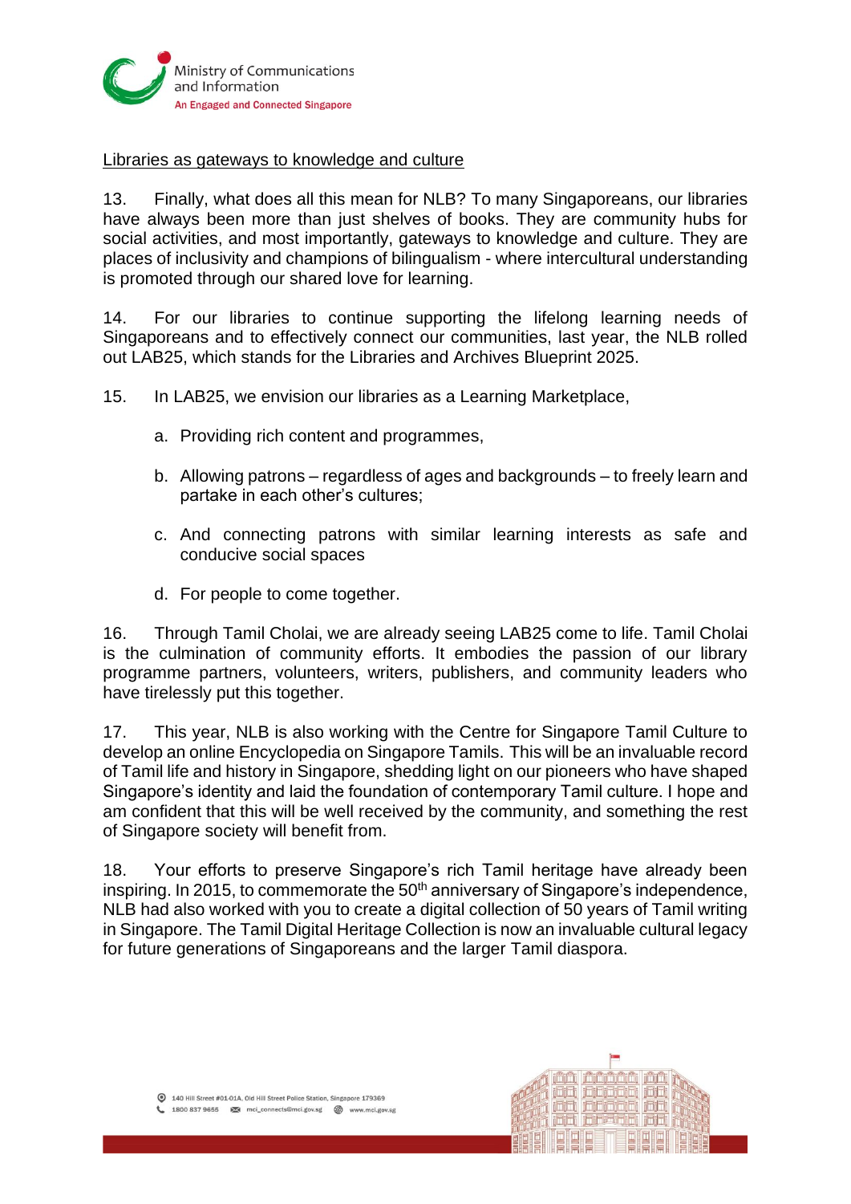Libraries as gateways to knowledge and culture

13. Finally, what does all this mean for NLB? To many Singaporeans, our libraries have always been more than just shelves of books. They are community hubs for social activities, and most importantly, gateways to knowledge and culture. They are places of inclusivity and champions of bilingualism - where intercultural understanding is promoted through our shared love for learning.

14. For our libraries to continue supporting the lifelong learning needs of Singaporeans and to effectively connect our communities, last year, the NLB rolled out LAB25, which stands for the Libraries and Archives Blueprint 2025.

15. In LAB25, we envision our libraries as a Learning Marketplace,

a. Providing rich content and programmes,

b. Allowing patrons – regardless of ages and backgrounds – to freely learn and partake in each other's cultures;

c. And connecting patrons with similar learning interests as safe and conducive social spaces

d. For people to come together.

16. Through Tamil Cholai, we are already seeing LAB25 come to life. Tamil Cholai is the culmination of community efforts. It embodies the passion of our library programme partners, volunteers, writers, publishers, and community leaders who have tirelessly put this together.

17. This year, NLB is also working with the Centre for Singapore Tamil Culture to develop an online Encyclopedia on Singapore Tamils. This will be an invaluable record of Tamil life and history in Singapore, shedding light on our pioneers who have shaped Singapore's identity and laid the foundation of contemporary Tamil culture. I hope and am confident that this will be well received by the community, and something the rest of Singapore society will benefit from.

18. Your efforts to preserve Singapore's rich Tamil heritage have already been inspiring. In 2015, to commemorate the 50th anniversary of Singapore's independence, NLB had also worked with you to create a digital collection of 50 years of Tamil writing in Singapore. The Tamil Digital Heritage Collection is now an invaluable cultural legacy for future generations of Singaporeans and the larger Tamil diaspora.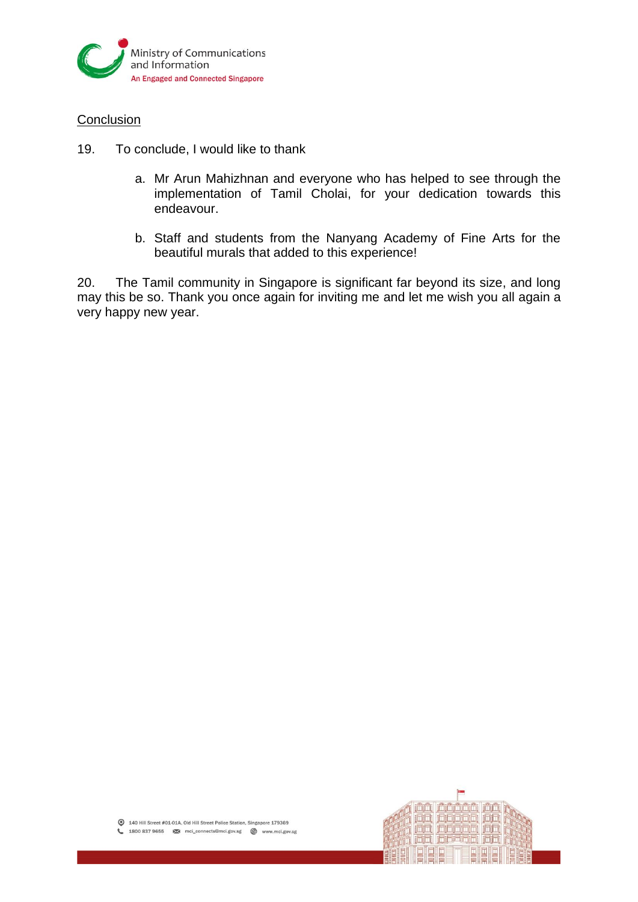## Conclusion

19. To conclude, I would like to thank

   a. Mr Arun Mahizhnan and everyone who has helped to see through the implementation of Tamil Cholai, for your dedication towards this endeavour.

   b. Staff and students from the Nanyang Academy of Fine Arts for the beautiful murals that added to this experience!

20. The Tamil community in Singapore is significant far beyond its size, and long may this be so. Thank you once again for inviting me and let me wish you all again a very happy new year.